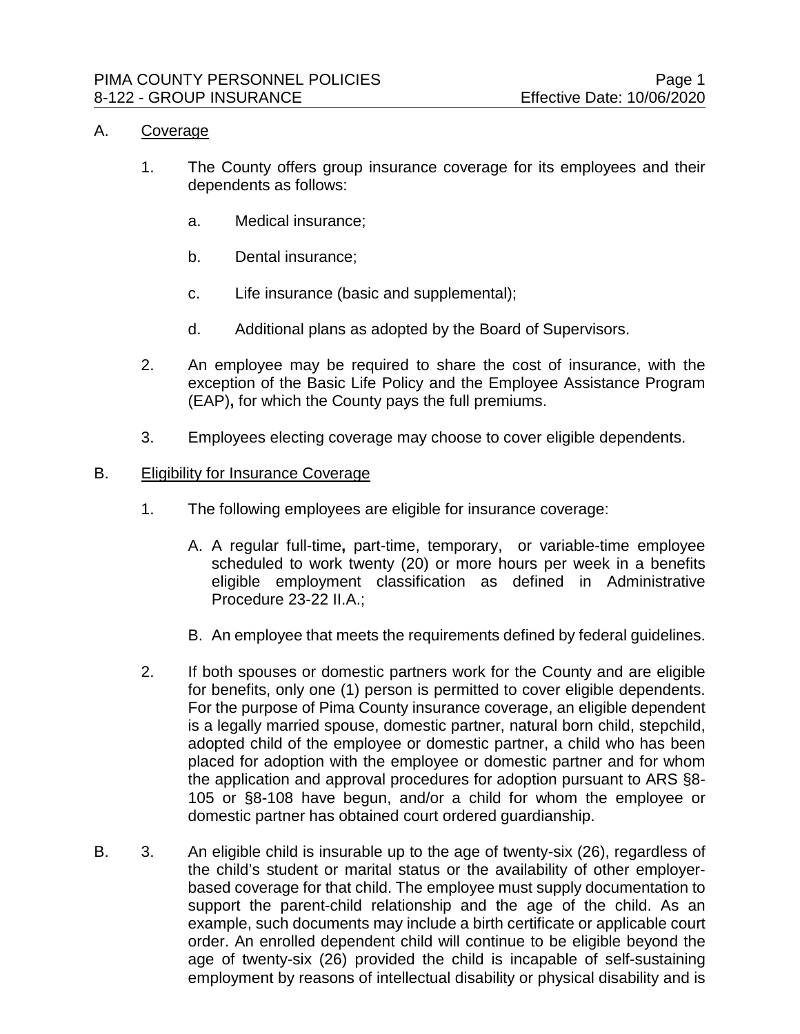A. Coverage

1. The County offers group insurance coverage for its employees and their dependents as follows:

   a. Medical insurance;

   b. Dental insurance;

   c. Life insurance (basic and supplemental);

   d. Additional plans as adopted by the Board of Supervisors.

2. An employee may be required to share the cost of insurance, with the exception of the Basic Life Policy and the Employee Assistance Program (EAP), for which the County pays the full premiums.

3. Employees electing coverage may choose to cover eligible dependents.

B. Eligibility for Insurance Coverage

1. The following employees are eligible for insurance coverage:

   A. A regular full-time, part-time, temporary, or variable-time employee scheduled to work twenty (20) or more hours per week in a benefits eligible employment classification as defined in Administrative Procedure 23-22 II.A.;

   B. An employee that meets the requirements defined by federal guidelines.

2. If both spouses or domestic partners work for the County and are eligible for benefits, only one (1) person is permitted to cover eligible dependents. For the purpose of Pima County insurance coverage, an eligible dependent is a legally married spouse, domestic partner, natural born child, stepchild, adopted child of the employee or domestic partner, a child who has been placed for adoption with the employee or domestic partner and for whom the application and approval procedures for adoption pursuant to ARS §8-105 or §8-108 have begun, and/or a child for whom the employee or domestic partner has obtained court ordered guardianship.

B. 3. An eligible child is insurable up to the age of twenty-six (26), regardless of the child's student or marital status or the availability of other employer-based coverage for that child. The employee must supply documentation to support the parent-child relationship and the age of the child. As an example, such documents may include a birth certificate or applicable court order. An enrolled dependent child will continue to be eligible beyond the age of twenty-six (26) provided the child is incapable of self-sustaining employment by reasons of intellectual disability or physical disability and is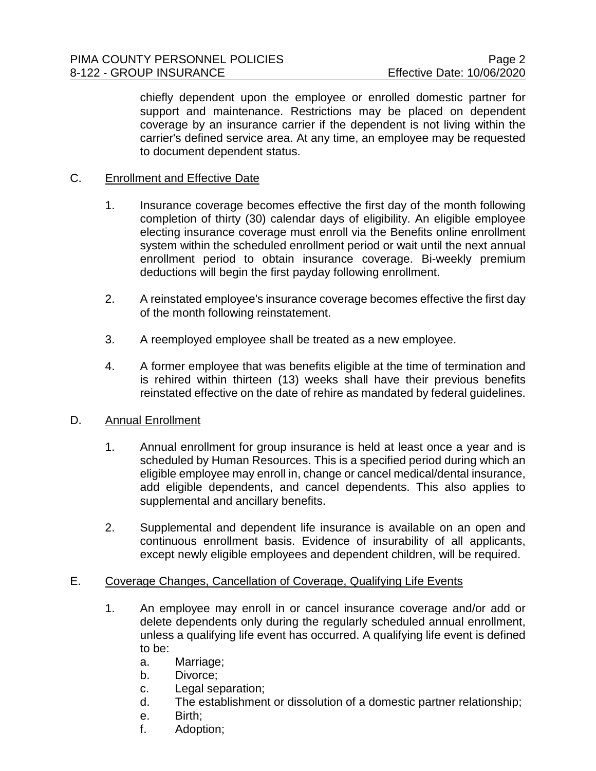chiefly dependent upon the employee or enrolled domestic partner for support and maintenance. Restrictions may be placed on dependent coverage by an insurance carrier if the dependent is not living within the carrier's defined service area. At any time, an employee may be requested to document dependent status.

C. Enrollment and Effective Date

1. Insurance coverage becomes effective the first day of the month following completion of thirty (30) calendar days of eligibility. An eligible employee electing insurance coverage must enroll via the Benefits online enrollment system within the scheduled enrollment period or wait until the next annual enrollment period to obtain insurance coverage. Bi-weekly premium deductions will begin the first payday following enrollment.

2. A reinstated employee's insurance coverage becomes effective the first day of the month following reinstatement.

3. A reemployed employee shall be treated as a new employee.

4. A former employee that was benefits eligible at the time of termination and is rehired within thirteen (13) weeks shall have their previous benefits reinstated effective on the date of rehire as mandated by federal guidelines.

D. Annual Enrollment

1. Annual enrollment for group insurance is held at least once a year and is scheduled by Human Resources. This is a specified period during which an eligible employee may enroll in, change or cancel medical/dental insurance, add eligible dependents, and cancel dependents. This also applies to supplemental and ancillary benefits.

2. Supplemental and dependent life insurance is available on an open and continuous enrollment basis. Evidence of insurability of all applicants, except newly eligible employees and dependent children, will be required.

E. Coverage Changes, Cancellation of Coverage, Qualifying Life Events

1. An employee may enroll in or cancel insurance coverage and/or add or delete dependents only during the regularly scheduled annual enrollment, unless a qualifying life event has occurred. A qualifying life event is defined to be:
   a. Marriage;
   b. Divorce;
   c. Legal separation;
   d. The establishment or dissolution of a domestic partner relationship;
   e. Birth;
   f. Adoption;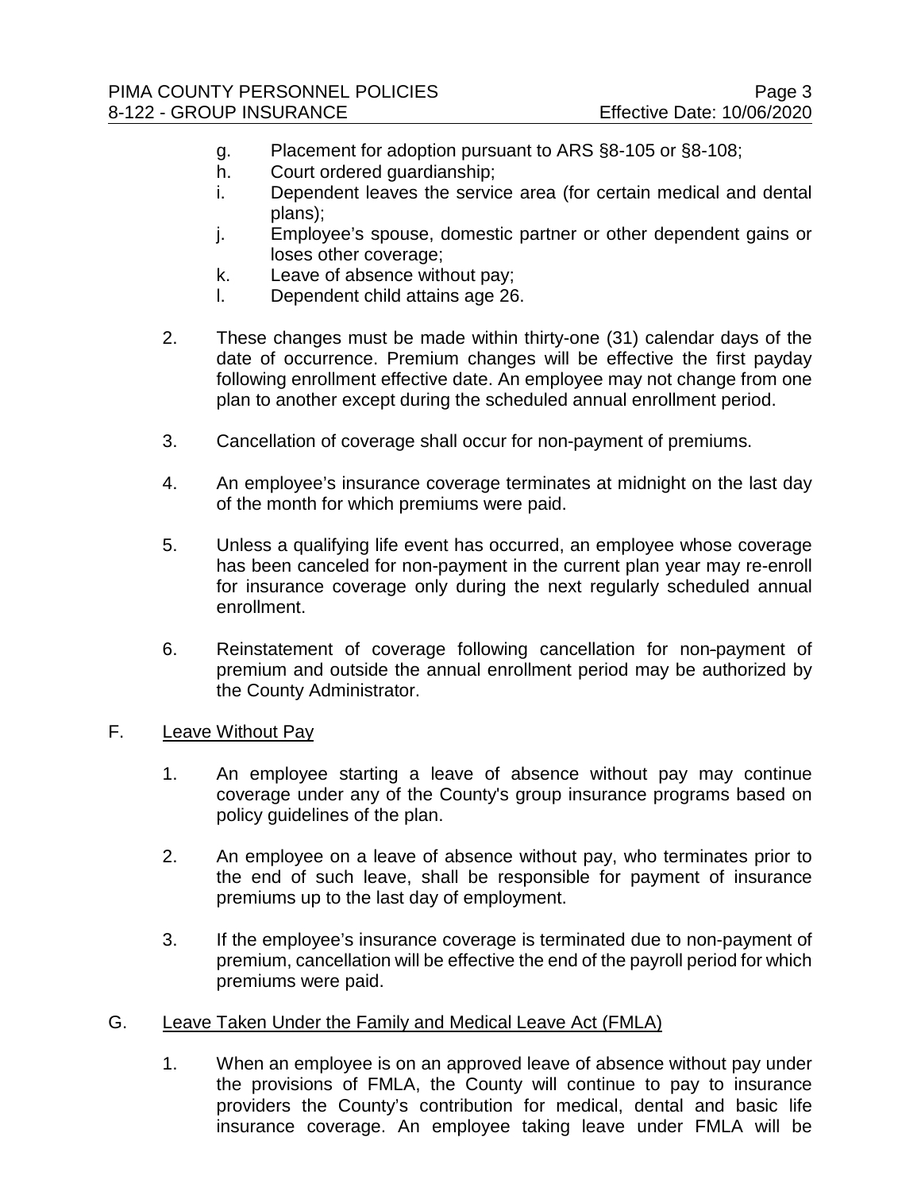g. Placement for adoption pursuant to ARS §8-105 or §8-108;
h. Court ordered guardianship;
i. Dependent leaves the service area (for certain medical and dental plans);
j. Employee's spouse, domestic partner or other dependent gains or loses other coverage;
k. Leave of absence without pay;
l. Dependent child attains age 26.

2. These changes must be made within thirty-one (31) calendar days of the date of occurrence. Premium changes will be effective the first payday following enrollment effective date. An employee may not change from one plan to another except during the scheduled annual enrollment period.

3. Cancellation of coverage shall occur for non-payment of premiums.

4. An employee's insurance coverage terminates at midnight on the last day of the month for which premiums were paid.

5. Unless a qualifying life event has occurred, an employee whose coverage has been canceled for non-payment in the current plan year may re-enroll for insurance coverage only during the next regularly scheduled annual enrollment.

6. Reinstatement of coverage following cancellation for non-payment of premium and outside the annual enrollment period may be authorized by the County Administrator.

F. <u>Leave Without Pay</u>

1. An employee starting a leave of absence without pay may continue coverage under any of the County's group insurance programs based on policy guidelines of the plan.

2. An employee on a leave of absence without pay, who terminates prior to the end of such leave, shall be responsible for payment of insurance premiums up to the last day of employment.

3. If the employee's insurance coverage is terminated due to non-payment of premium, cancellation will be effective the end of the payroll period for which premiums were paid.

G. <u>Leave Taken Under the Family and Medical Leave Act (FMLA)</u>

1. When an employee is on an approved leave of absence without pay under the provisions of FMLA, the County will continue to pay to insurance providers the County's contribution for medical, dental and basic life insurance coverage. An employee taking leave under FMLA will be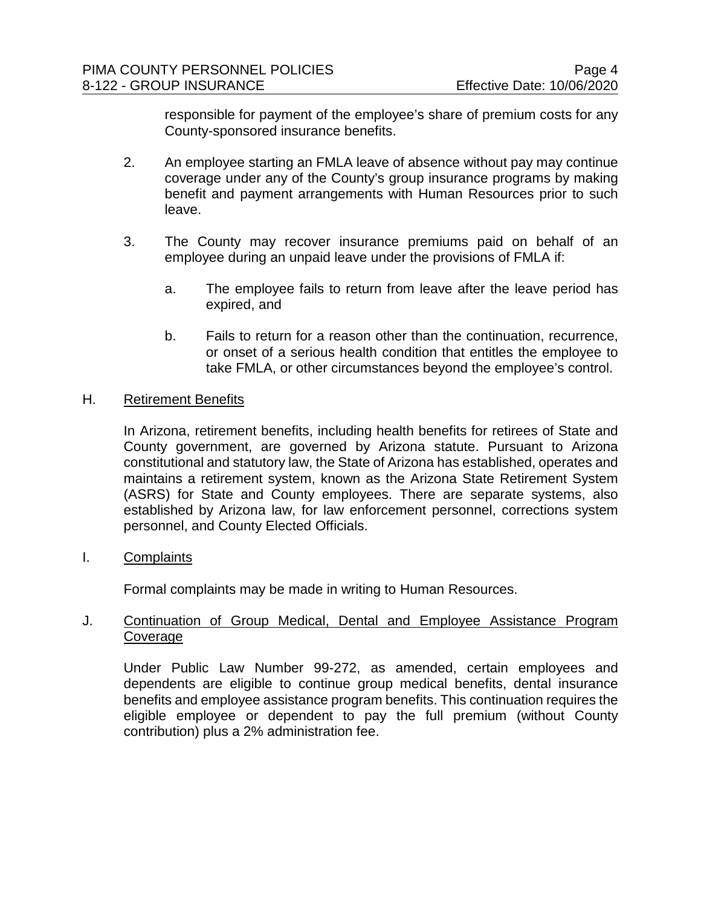responsible for payment of the employee's share of premium costs for any County-sponsored insurance benefits.

2. An employee starting an FMLA leave of absence without pay may continue coverage under any of the County's group insurance programs by making benefit and payment arrangements with Human Resources prior to such leave.

3. The County may recover insurance premiums paid on behalf of an employee during an unpaid leave under the provisions of FMLA if:

   a. The employee fails to return from leave after the leave period has expired, and

   b. Fails to return for a reason other than the continuation, recurrence, or onset of a serious health condition that entitles the employee to take FMLA, or other circumstances beyond the employee's control.

## H. Retirement Benefits

In Arizona, retirement benefits, including health benefits for retirees of State and County government, are governed by Arizona statute. Pursuant to Arizona constitutional and statutory law, the State of Arizona has established, operates and maintains a retirement system, known as the Arizona State Retirement System (ASRS) for State and County employees. There are separate systems, also established by Arizona law, for law enforcement personnel, corrections system personnel, and County Elected Officials.

## I. Complaints

Formal complaints may be made in writing to Human Resources.

## J. Continuation of Group Medical, Dental and Employee Assistance Program Coverage

Under Public Law Number 99-272, as amended, certain employees and dependents are eligible to continue group medical benefits, dental insurance benefits and employee assistance program benefits. This continuation requires the eligible employee or dependent to pay the full premium (without County contribution) plus a 2% administration fee.